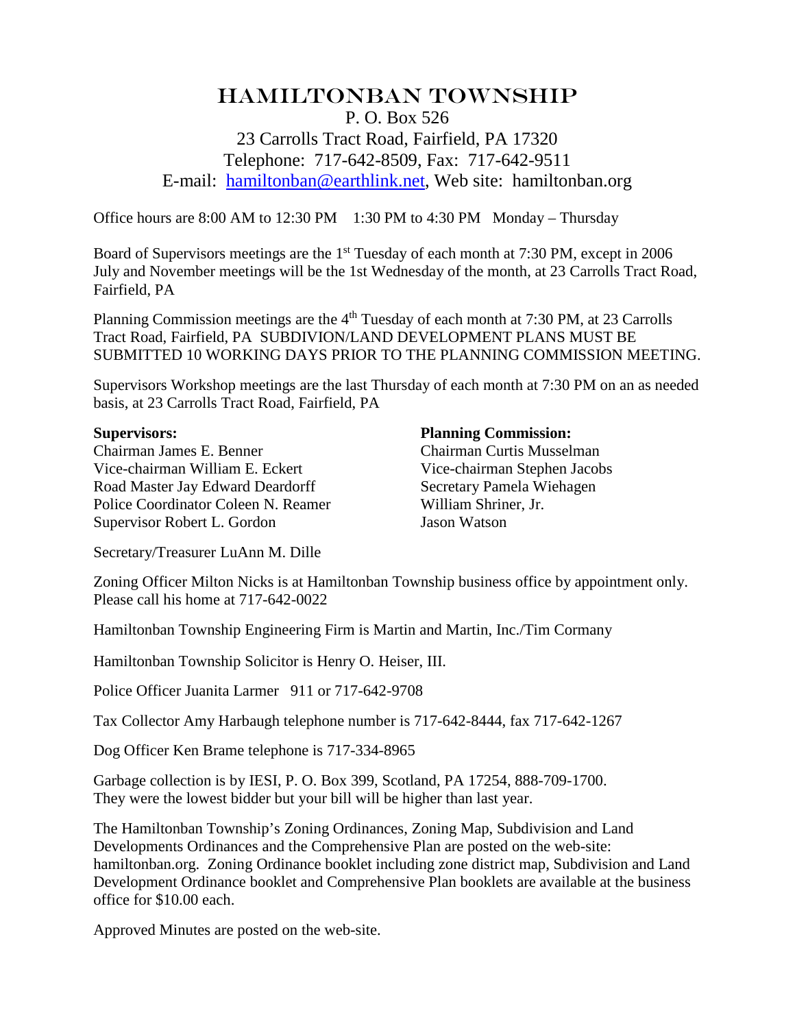# Hamiltonban Township

P. O. Box 526
23 Carrolls Tract Road, Fairfield, PA 17320
Telephone: 717-642-8509, Fax: 717-642-9511
E-mail: hamiltonban@earthlink.net, Web site: hamiltonban.org

Office hours are 8:00 AM to 12:30 PM 1:30 PM to 4:30 PM Monday – Thursday

Board of Supervisors meetings are the 1st Tuesday of each month at 7:30 PM, except in 2006 July and November meetings will be the 1st Wednesday of the month, at 23 Carrolls Tract Road, Fairfield, PA

Planning Commission meetings are the 4th Tuesday of each month at 7:30 PM, at 23 Carrolls Tract Road, Fairfield, PA SUBDIVION/LAND DEVELOPMENT PLANS MUST BE SUBMITTED 10 WORKING DAYS PRIOR TO THE PLANNING COMMISSION MEETING.

Supervisors Workshop meetings are the last Thursday of each month at 7:30 PM on an as needed basis, at 23 Carrolls Tract Road, Fairfield, PA

**Supervisors:**
Chairman James E. Benner
Vice-chairman William E. Eckert
Road Master Jay Edward Deardorff
Police Coordinator Coleen N. Reamer
Supervisor Robert L. Gordon

**Planning Commission:**
Chairman Curtis Musselman
Vice-chairman Stephen Jacobs
Secretary Pamela Wiehagen
William Shriner, Jr.
Jason Watson

Secretary/Treasurer LuAnn M. Dille

Zoning Officer Milton Nicks is at Hamiltonban Township business office by appointment only. Please call his home at 717-642-0022

Hamiltonban Township Engineering Firm is Martin and Martin, Inc./Tim Cormany

Hamiltonban Township Solicitor is Henry O. Heiser, III.

Police Officer Juanita Larmer 911 or 717-642-9708

Tax Collector Amy Harbaugh telephone number is 717-642-8444, fax 717-642-1267

Dog Officer Ken Brame telephone is 717-334-8965

Garbage collection is by IESI, P. O. Box 399, Scotland, PA 17254, 888-709-1700.
They were the lowest bidder but your bill will be higher than last year.

The Hamiltonban Township's Zoning Ordinances, Zoning Map, Subdivision and Land Developments Ordinances and the Comprehensive Plan are posted on the web-site: hamiltonban.org. Zoning Ordinance booklet including zone district map, Subdivision and Land Development Ordinance booklet and Comprehensive Plan booklets are available at the business office for $10.00 each.

Approved Minutes are posted on the web-site.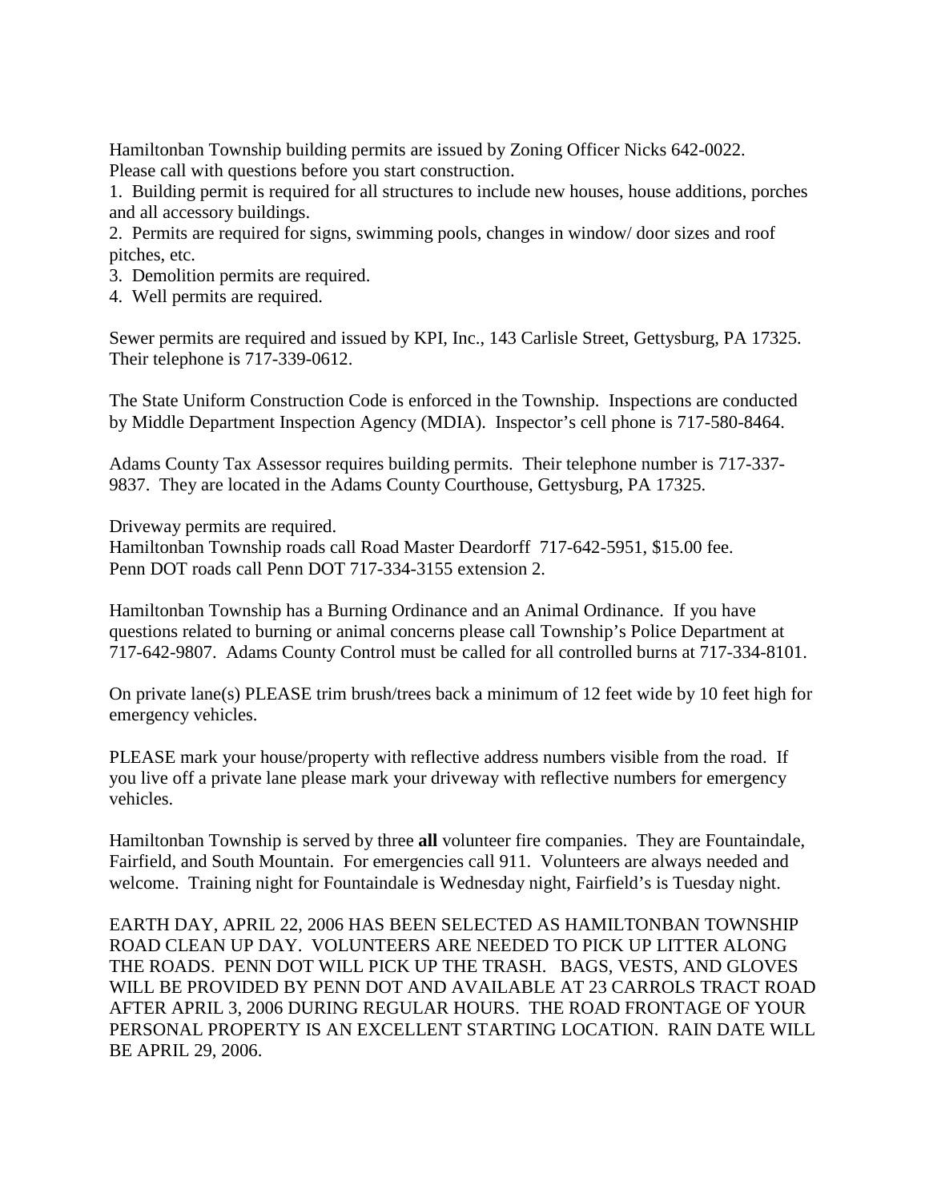Hamiltonban Township building permits are issued by Zoning Officer Nicks 642-0022.
Please call with questions before you start construction.

1. Building permit is required for all structures to include new houses, house additions, porches and all accessory buildings.
2. Permits are required for signs, swimming pools, changes in window/ door sizes and roof pitches, etc.
3. Demolition permits are required.
4. Well permits are required.

Sewer permits are required and issued by KPI, Inc., 143 Carlisle Street, Gettysburg, PA 17325. Their telephone is 717-339-0612.

The State Uniform Construction Code is enforced in the Township. Inspections are conducted by Middle Department Inspection Agency (MDIA). Inspector's cell phone is 717-580-8464.

Adams County Tax Assessor requires building permits. Their telephone number is 717-337-9837. They are located in the Adams County Courthouse, Gettysburg, PA 17325.

Driveway permits are required.
Hamiltonban Township roads call Road Master Deardorff 717-642-5951, $15.00 fee.
Penn DOT roads call Penn DOT 717-334-3155 extension 2.

Hamiltonban Township has a Burning Ordinance and an Animal Ordinance. If you have questions related to burning or animal concerns please call Township's Police Department at 717-642-9807. Adams County Control must be called for all controlled burns at 717-334-8101.

On private lane(s) PLEASE trim brush/trees back a minimum of 12 feet wide by 10 feet high for emergency vehicles.

PLEASE mark your house/property with reflective address numbers visible from the road. If you live off a private lane please mark your driveway with reflective numbers for emergency vehicles.

Hamiltonban Township is served by three **all** volunteer fire companies. They are Fountaindale, Fairfield, and South Mountain. For emergencies call 911. Volunteers are always needed and welcome. Training night for Fountaindale is Wednesday night, Fairfield's is Tuesday night.

EARTH DAY, APRIL 22, 2006 HAS BEEN SELECTED AS HAMILTONBAN TOWNSHIP ROAD CLEAN UP DAY. VOLUNTEERS ARE NEEDED TO PICK UP LITTER ALONG THE ROADS. PENN DOT WILL PICK UP THE TRASH. BAGS, VESTS, AND GLOVES WILL BE PROVIDED BY PENN DOT AND AVAILABLE AT 23 CARROLS TRACT ROAD AFTER APRIL 3, 2006 DURING REGULAR HOURS. THE ROAD FRONTAGE OF YOUR PERSONAL PROPERTY IS AN EXCELLENT STARTING LOCATION. RAIN DATE WILL BE APRIL 29, 2006.